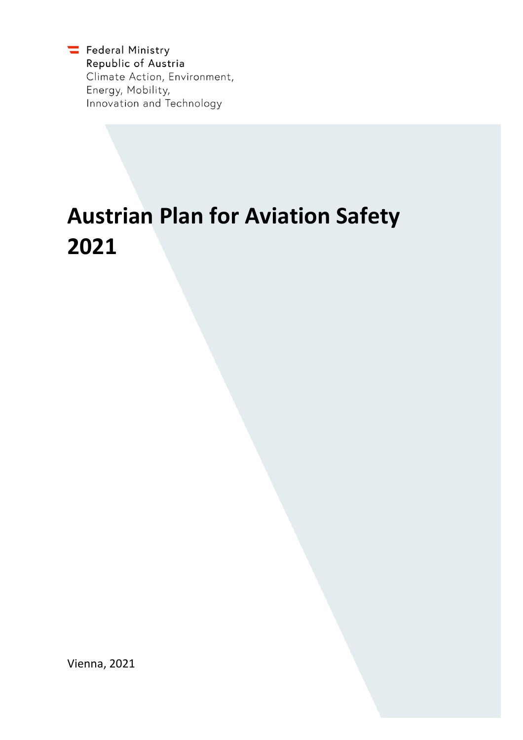Federal Ministry
Republic of Austria
Climate Action, Environment,
Energy, Mobility,
Innovation and Technology

# Austrian Plan for Aviation Safety 2021

Vienna, 2021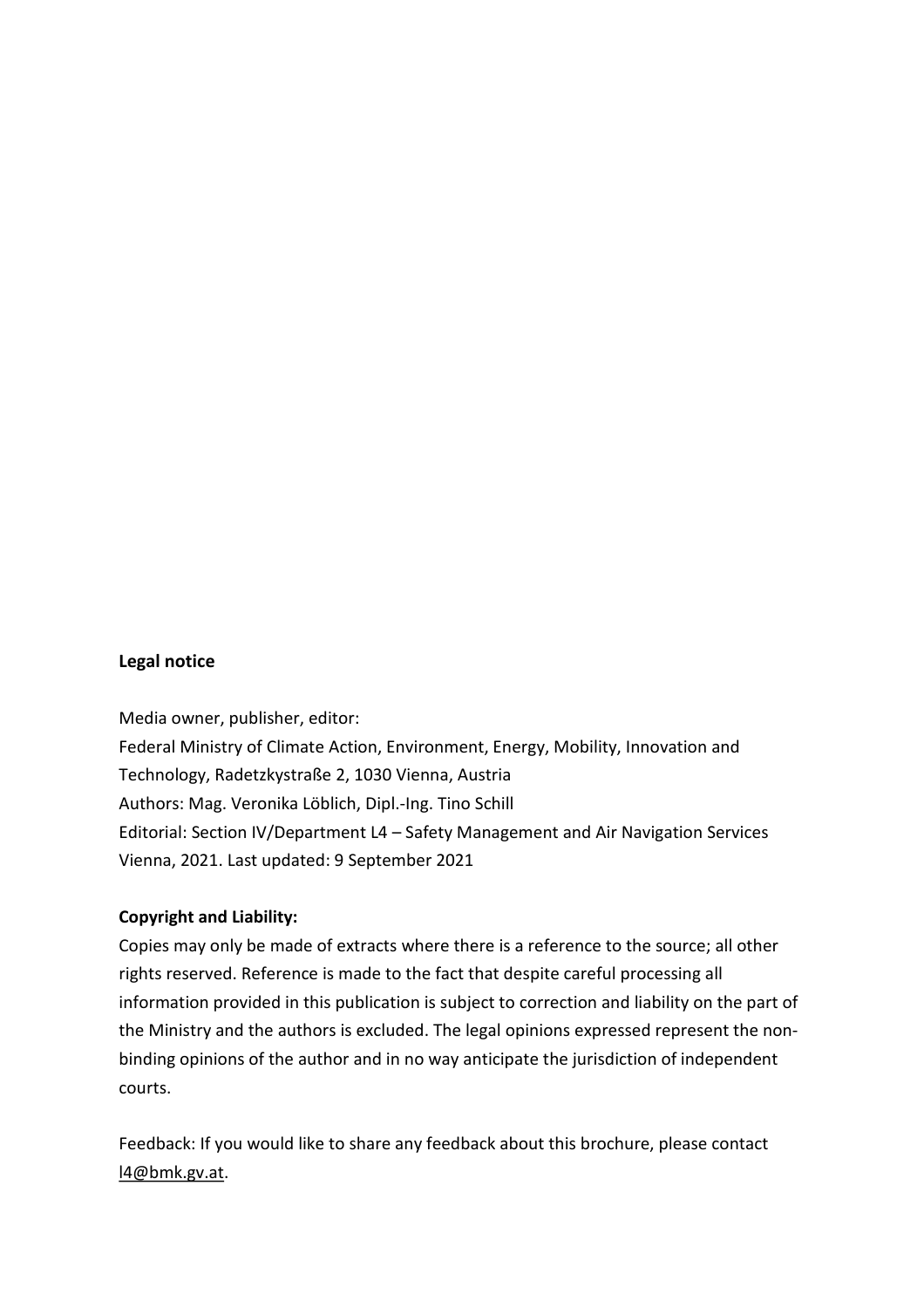**Legal notice**

Media owner, publisher, editor:
Federal Ministry of Climate Action, Environment, Energy, Mobility, Innovation and Technology, Radetzkystraße 2, 1030 Vienna, Austria
Authors: Mag. Veronika Löblich, Dipl.-Ing. Tino Schill
Editorial: Section IV/Department L4 – Safety Management and Air Navigation Services
Vienna, 2021. Last updated: 9 September 2021

**Copyright and Liability:**
Copies may only be made of extracts where there is a reference to the source; all other rights reserved. Reference is made to the fact that despite careful processing all information provided in this publication is subject to correction and liability on the part of the Ministry and the authors is excluded. The legal opinions expressed represent the non-binding opinions of the author and in no way anticipate the jurisdiction of independent courts.

Feedback: If you would like to share any feedback about this brochure, please contact l4@bmk.gv.at.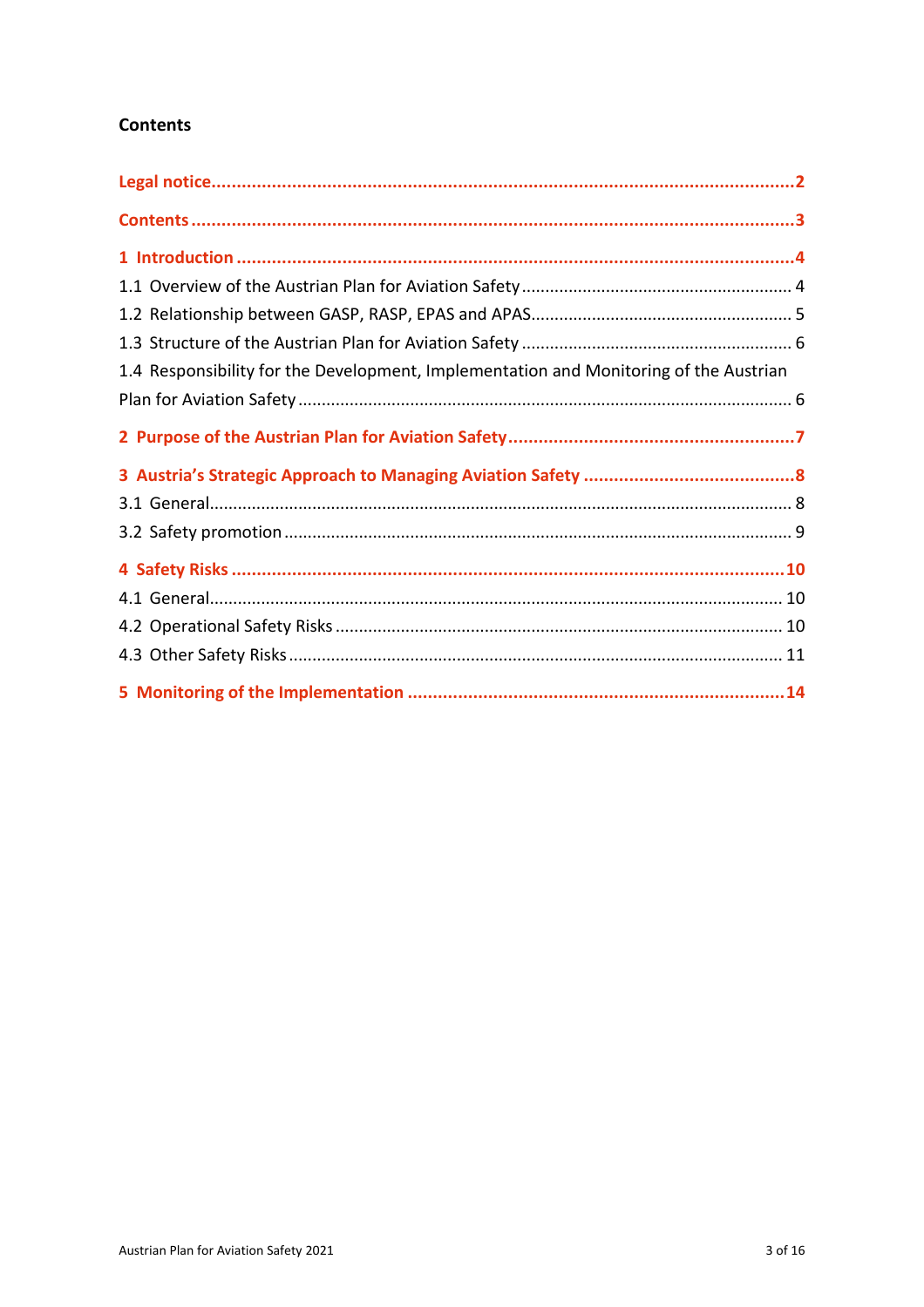## Contents

**Legal notice** .......... **2**

**Contents** .......... **3**

**1 Introduction** .......... **4**

1.1 Overview of the Austrian Plan for Aviation Safety .......... 4

1.2 Relationship between GASP, RASP, EPAS and APAS .......... 5

1.3 Structure of the Austrian Plan for Aviation Safety .......... 6

1.4 Responsibility for the Development, Implementation and Monitoring of the Austrian Plan for Aviation Safety .......... 6

**2 Purpose of the Austrian Plan for Aviation Safety** .......... **7**

**3 Austria's Strategic Approach to Managing Aviation Safety** .......... **8**

3.1 General .......... 8

3.2 Safety promotion .......... 9

**4 Safety Risks** .......... **10**

4.1 General .......... 10

4.2 Operational Safety Risks .......... 10

4.3 Other Safety Risks .......... 11

**5 Monitoring of the Implementation** .......... **14**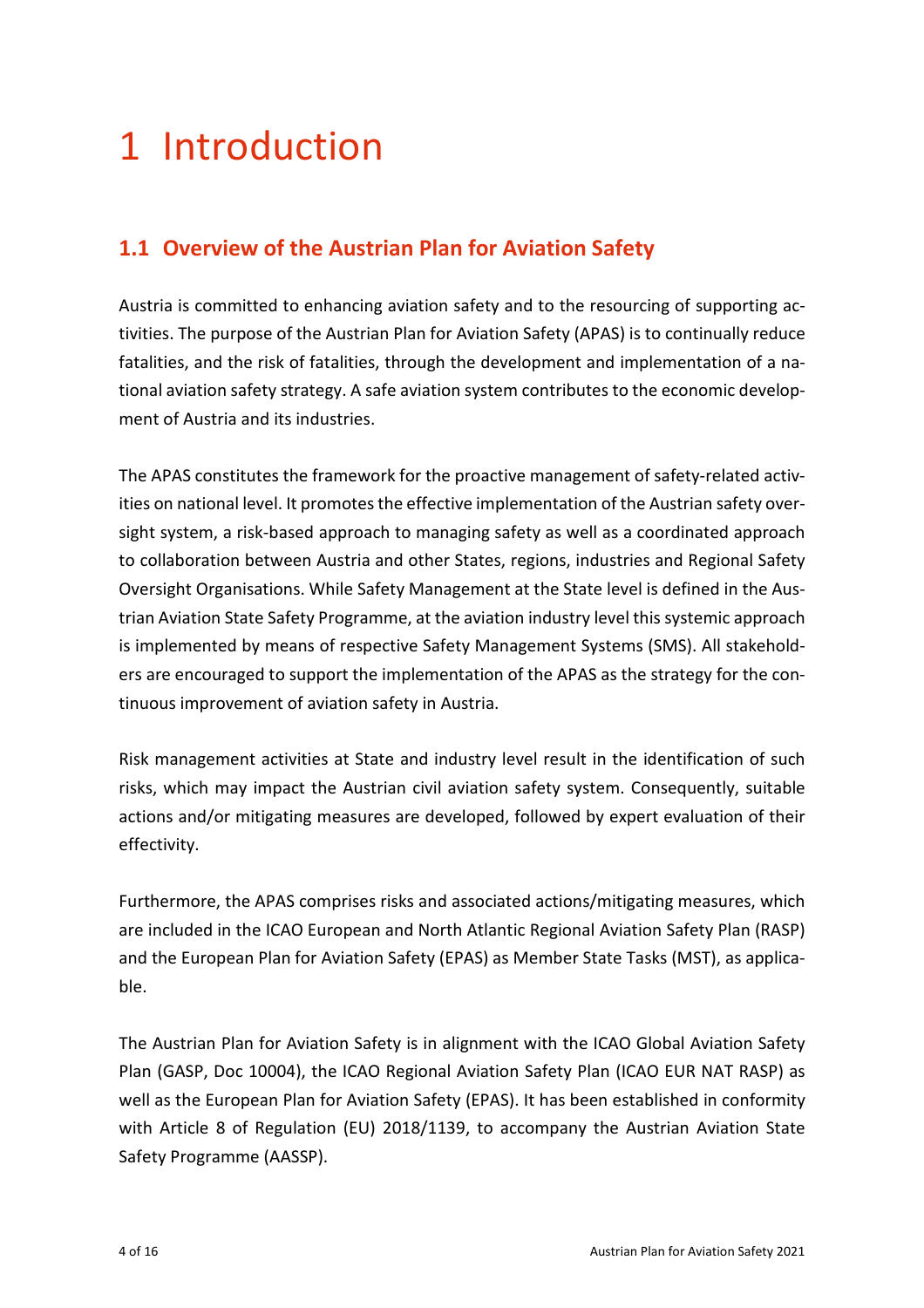# 1 Introduction

## 1.1 Overview of the Austrian Plan for Aviation Safety

Austria is committed to enhancing aviation safety and to the resourcing of supporting activities. The purpose of the Austrian Plan for Aviation Safety (APAS) is to continually reduce fatalities, and the risk of fatalities, through the development and implementation of a national aviation safety strategy. A safe aviation system contributes to the economic development of Austria and its industries.

The APAS constitutes the framework for the proactive management of safety-related activities on national level. It promotes the effective implementation of the Austrian safety oversight system, a risk-based approach to managing safety as well as a coordinated approach to collaboration between Austria and other States, regions, industries and Regional Safety Oversight Organisations. While Safety Management at the State level is defined in the Austrian Aviation State Safety Programme, at the aviation industry level this systemic approach is implemented by means of respective Safety Management Systems (SMS). All stakeholders are encouraged to support the implementation of the APAS as the strategy for the continuous improvement of aviation safety in Austria.

Risk management activities at State and industry level result in the identification of such risks, which may impact the Austrian civil aviation safety system. Consequently, suitable actions and/or mitigating measures are developed, followed by expert evaluation of their effectivity.

Furthermore, the APAS comprises risks and associated actions/mitigating measures, which are included in the ICAO European and North Atlantic Regional Aviation Safety Plan (RASP) and the European Plan for Aviation Safety (EPAS) as Member State Tasks (MST), as applicable.

The Austrian Plan for Aviation Safety is in alignment with the ICAO Global Aviation Safety Plan (GASP, Doc 10004), the ICAO Regional Aviation Safety Plan (ICAO EUR NAT RASP) as well as the European Plan for Aviation Safety (EPAS). It has been established in conformity with Article 8 of Regulation (EU) 2018/1139, to accompany the Austrian Aviation State Safety Programme (AASSP).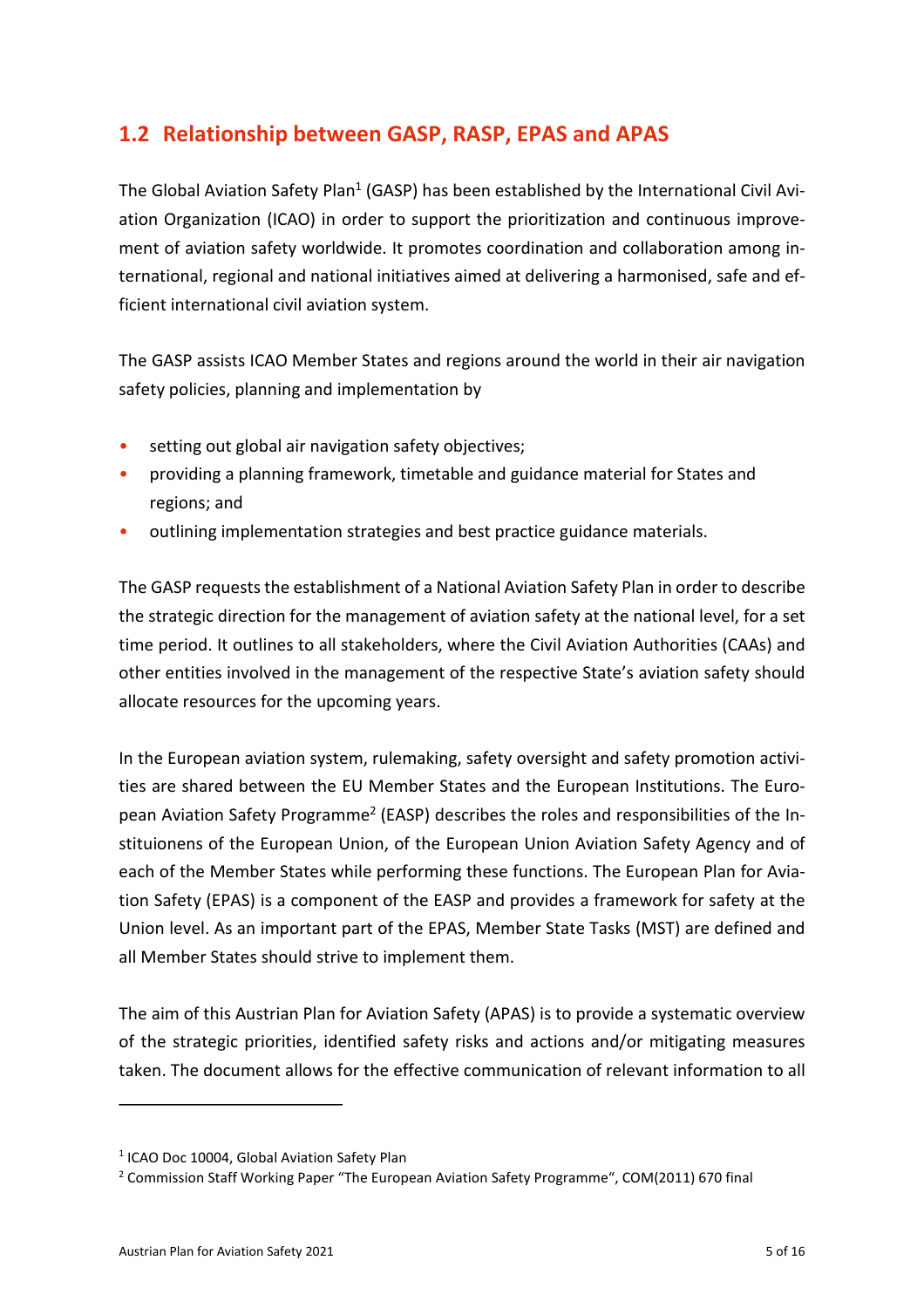## 1.2 Relationship between GASP, RASP, EPAS and APAS

The Global Aviation Safety Plan[1] (GASP) has been established by the International Civil Aviation Organization (ICAO) in order to support the prioritization and continuous improvement of aviation safety worldwide. It promotes coordination and collaboration among international, regional and national initiatives aimed at delivering a harmonised, safe and efficient international civil aviation system.

The GASP assists ICAO Member States and regions around the world in their air navigation safety policies, planning and implementation by

- setting out global air navigation safety objectives;
- providing a planning framework, timetable and guidance material for States and regions; and
- outlining implementation strategies and best practice guidance materials.

The GASP requests the establishment of a National Aviation Safety Plan in order to describe the strategic direction for the management of aviation safety at the national level, for a set time period. It outlines to all stakeholders, where the Civil Aviation Authorities (CAAs) and other entities involved in the management of the respective State's aviation safety should allocate resources for the upcoming years.

In the European aviation system, rulemaking, safety oversight and safety promotion activities are shared between the EU Member States and the European Institutions. The European Aviation Safety Programme[2] (EASP) describes the roles and responsibilities of the Instituionens of the European Union, of the European Union Aviation Safety Agency and of each of the Member States while performing these functions. The European Plan for Aviation Safety (EPAS) is a component of the EASP and provides a framework for safety at the Union level. As an important part of the EPAS, Member State Tasks (MST) are defined and all Member States should strive to implement them.

The aim of this Austrian Plan for Aviation Safety (APAS) is to provide a systematic overview of the strategic priorities, identified safety risks and actions and/or mitigating measures taken. The document allows for the effective communication of relevant information to all

---

[1] ICAO Doc 10004, Global Aviation Safety Plan

[2] Commission Staff Working Paper "The European Aviation Safety Programme", COM(2011) 670 final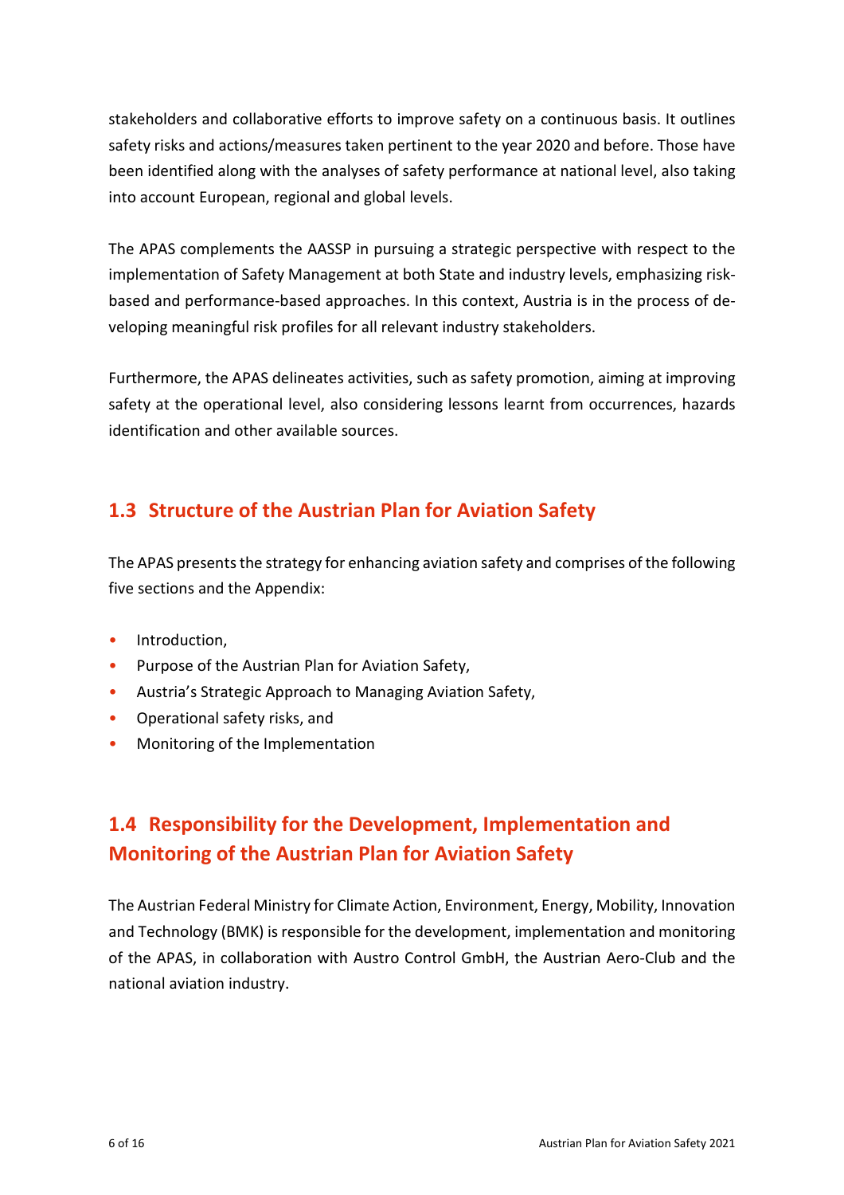stakeholders and collaborative efforts to improve safety on a continuous basis. It outlines safety risks and actions/measures taken pertinent to the year 2020 and before. Those have been identified along with the analyses of safety performance at national level, also taking into account European, regional and global levels.

The APAS complements the AASSP in pursuing a strategic perspective with respect to the implementation of Safety Management at both State and industry levels, emphasizing risk-based and performance-based approaches. In this context, Austria is in the process of developing meaningful risk profiles for all relevant industry stakeholders.

Furthermore, the APAS delineates activities, such as safety promotion, aiming at improving safety at the operational level, also considering lessons learnt from occurrences, hazards identification and other available sources.

## 1.3 Structure of the Austrian Plan for Aviation Safety

The APAS presents the strategy for enhancing aviation safety and comprises of the following five sections and the Appendix:

- Introduction,
- Purpose of the Austrian Plan for Aviation Safety,
- Austria's Strategic Approach to Managing Aviation Safety,
- Operational safety risks, and
- Monitoring of the Implementation

## 1.4 Responsibility for the Development, Implementation and Monitoring of the Austrian Plan for Aviation Safety

The Austrian Federal Ministry for Climate Action, Environment, Energy, Mobility, Innovation and Technology (BMK) is responsible for the development, implementation and monitoring of the APAS, in collaboration with Austro Control GmbH, the Austrian Aero-Club and the national aviation industry.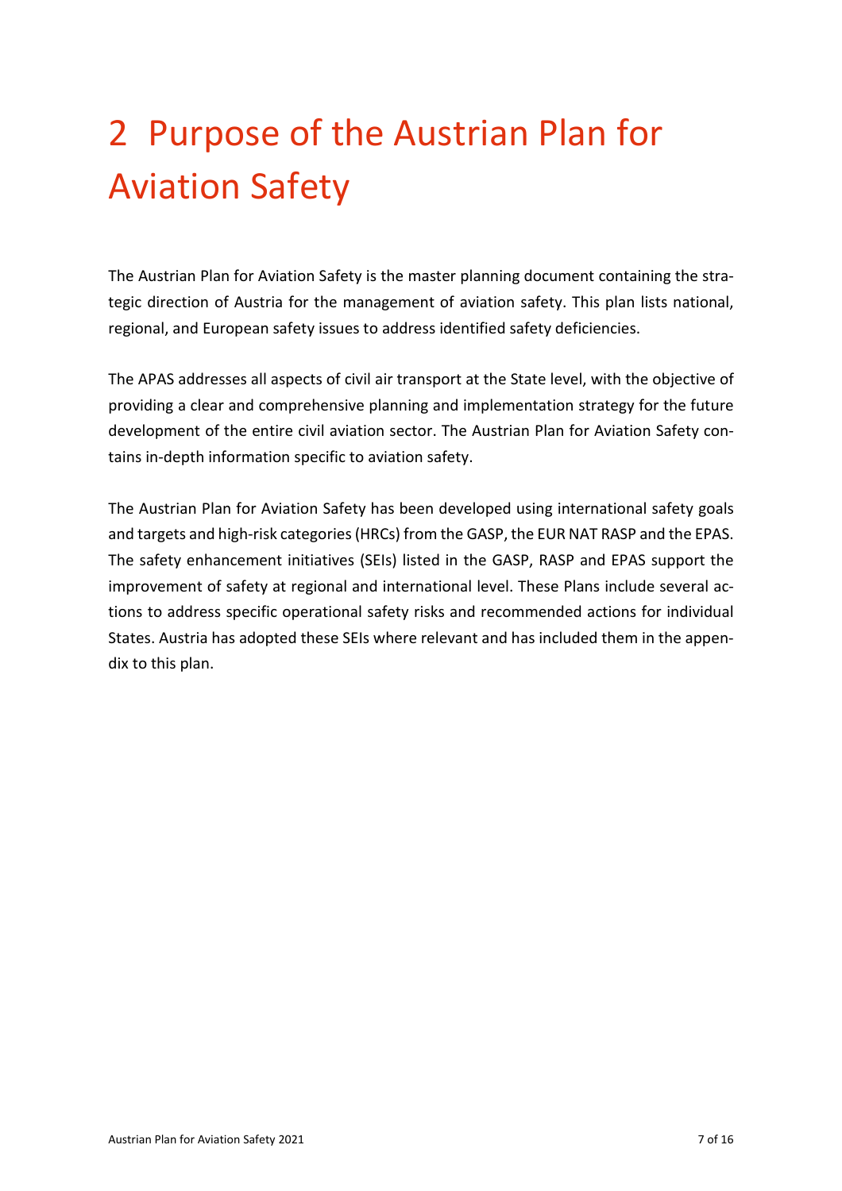# 2 Purpose of the Austrian Plan for Aviation Safety

The Austrian Plan for Aviation Safety is the master planning document containing the strategic direction of Austria for the management of aviation safety. This plan lists national, regional, and European safety issues to address identified safety deficiencies.

The APAS addresses all aspects of civil air transport at the State level, with the objective of providing a clear and comprehensive planning and implementation strategy for the future development of the entire civil aviation sector. The Austrian Plan for Aviation Safety contains in-depth information specific to aviation safety.

The Austrian Plan for Aviation Safety has been developed using international safety goals and targets and high-risk categories (HRCs) from the GASP, the EUR NAT RASP and the EPAS. The safety enhancement initiatives (SEIs) listed in the GASP, RASP and EPAS support the improvement of safety at regional and international level. These Plans include several actions to address specific operational safety risks and recommended actions for individual States. Austria has adopted these SEIs where relevant and has included them in the appendix to this plan.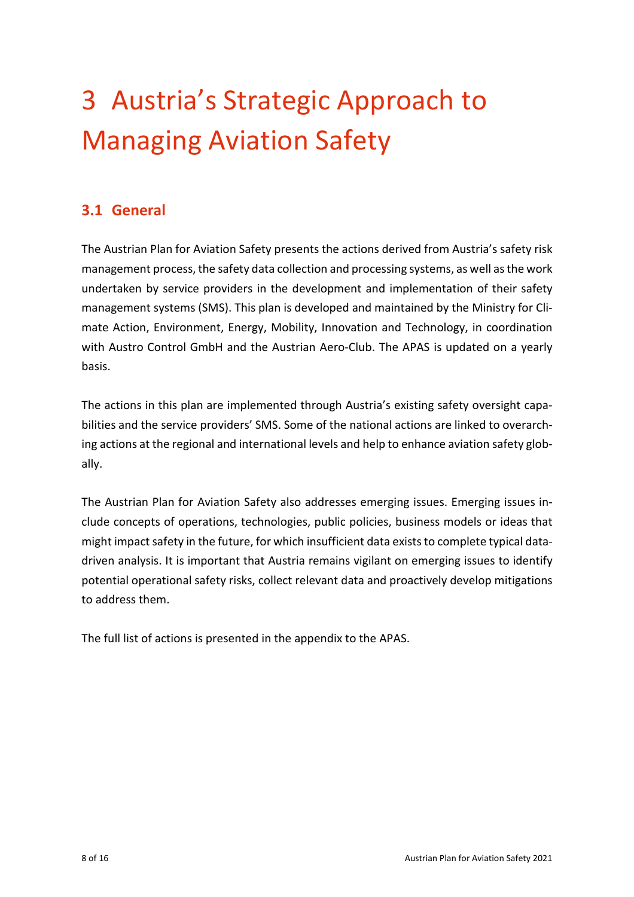# 3 Austria's Strategic Approach to Managing Aviation Safety

## 3.1 General

The Austrian Plan for Aviation Safety presents the actions derived from Austria's safety risk management process, the safety data collection and processing systems, as well as the work undertaken by service providers in the development and implementation of their safety management systems (SMS). This plan is developed and maintained by the Ministry for Climate Action, Environment, Energy, Mobility, Innovation and Technology, in coordination with Austro Control GmbH and the Austrian Aero-Club. The APAS is updated on a yearly basis.

The actions in this plan are implemented through Austria's existing safety oversight capabilities and the service providers' SMS. Some of the national actions are linked to overarching actions at the regional and international levels and help to enhance aviation safety globally.

The Austrian Plan for Aviation Safety also addresses emerging issues. Emerging issues include concepts of operations, technologies, public policies, business models or ideas that might impact safety in the future, for which insufficient data exists to complete typical data-driven analysis. It is important that Austria remains vigilant on emerging issues to identify potential operational safety risks, collect relevant data and proactively develop mitigations to address them.

The full list of actions is presented in the appendix to the APAS.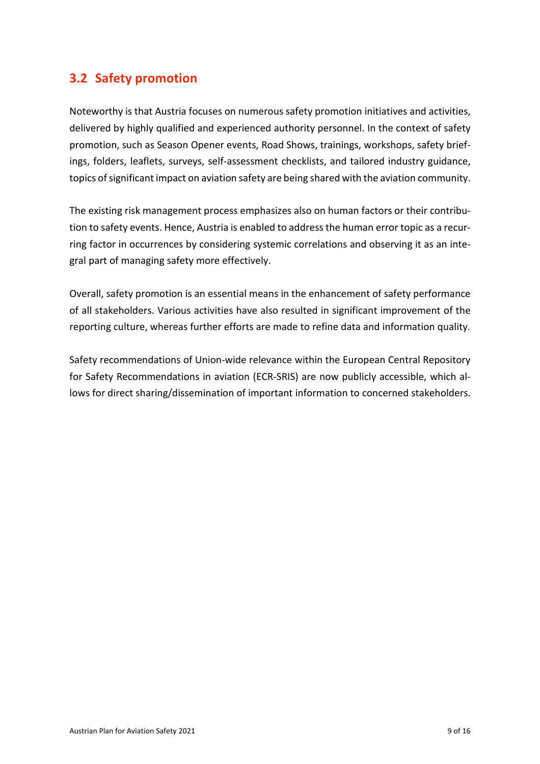## 3.2 Safety promotion

Noteworthy is that Austria focuses on numerous safety promotion initiatives and activities, delivered by highly qualified and experienced authority personnel. In the context of safety promotion, such as Season Opener events, Road Shows, trainings, workshops, safety briefings, folders, leaflets, surveys, self-assessment checklists, and tailored industry guidance, topics of significant impact on aviation safety are being shared with the aviation community.

The existing risk management process emphasizes also on human factors or their contribution to safety events. Hence, Austria is enabled to address the human error topic as a recurring factor in occurrences by considering systemic correlations and observing it as an integral part of managing safety more effectively.

Overall, safety promotion is an essential means in the enhancement of safety performance of all stakeholders. Various activities have also resulted in significant improvement of the reporting culture, whereas further efforts are made to refine data and information quality.

Safety recommendations of Union-wide relevance within the European Central Repository for Safety Recommendations in aviation (ECR-SRIS) are now publicly accessible, which allows for direct sharing/dissemination of important information to concerned stakeholders.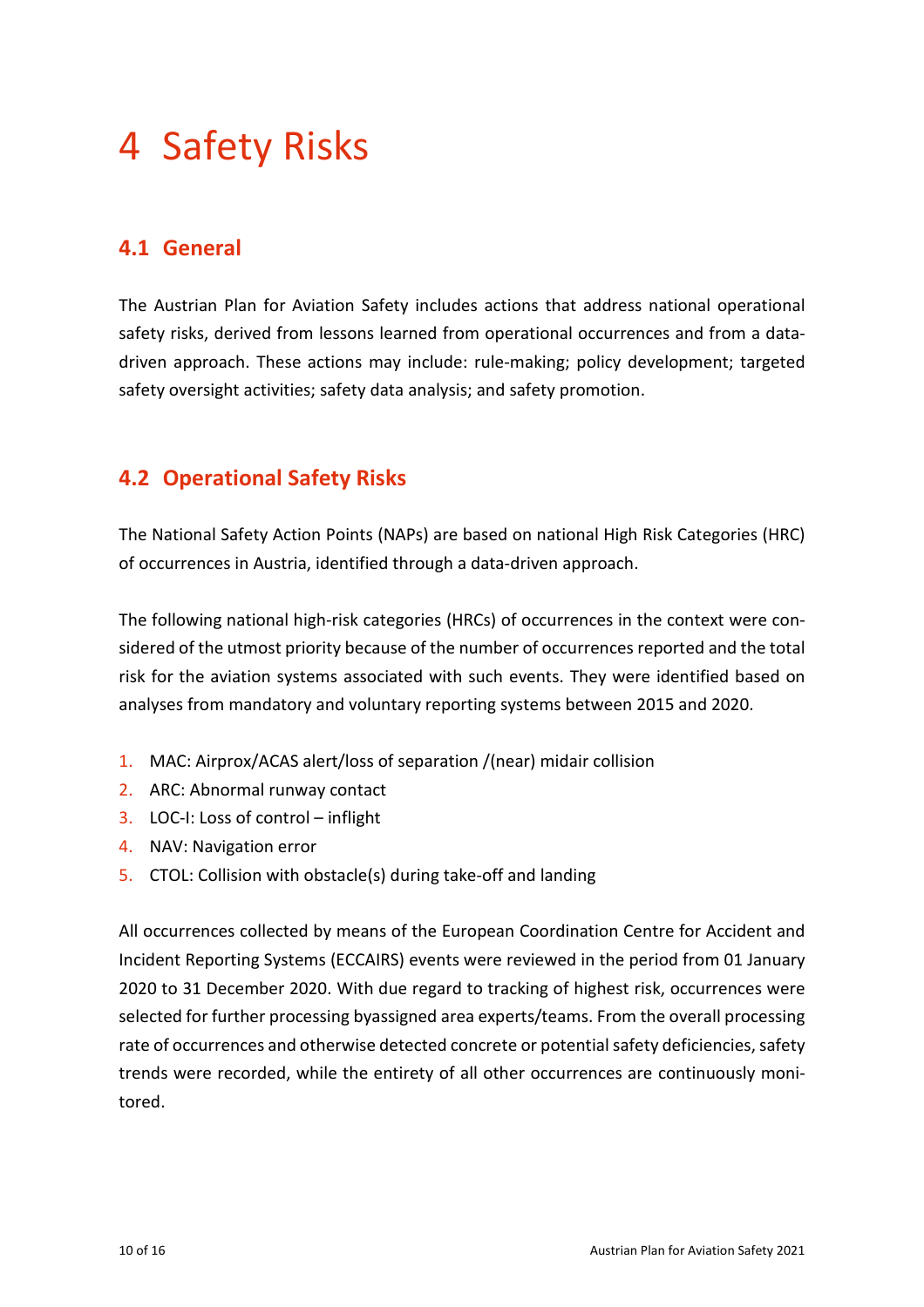# 4 Safety Risks

## 4.1 General

The Austrian Plan for Aviation Safety includes actions that address national operational safety risks, derived from lessons learned from operational occurrences and from a data-driven approach. These actions may include: rule-making; policy development; targeted safety oversight activities; safety data analysis; and safety promotion.

## 4.2 Operational Safety Risks

The National Safety Action Points (NAPs) are based on national High Risk Categories (HRC) of occurrences in Austria, identified through a data-driven approach.

The following national high-risk categories (HRCs) of occurrences in the context were considered of the utmost priority because of the number of occurrences reported and the total risk for the aviation systems associated with such events. They were identified based on analyses from mandatory and voluntary reporting systems between 2015 and 2020.

1. MAC: Airprox/ACAS alert/loss of separation /(near) midair collision
2. ARC: Abnormal runway contact
3. LOC-I: Loss of control – inflight
4. NAV: Navigation error
5. CTOL: Collision with obstacle(s) during take-off and landing

All occurrences collected by means of the European Coordination Centre for Accident and Incident Reporting Systems (ECCAIRS) events were reviewed in the period from 01 January 2020 to 31 December 2020. With due regard to tracking of highest risk, occurrences were selected for further processing byassigned area experts/teams. From the overall processing rate of occurrences and otherwise detected concrete or potential safety deficiencies, safety trends were recorded, while the entirety of all other occurrences are continuously monitored.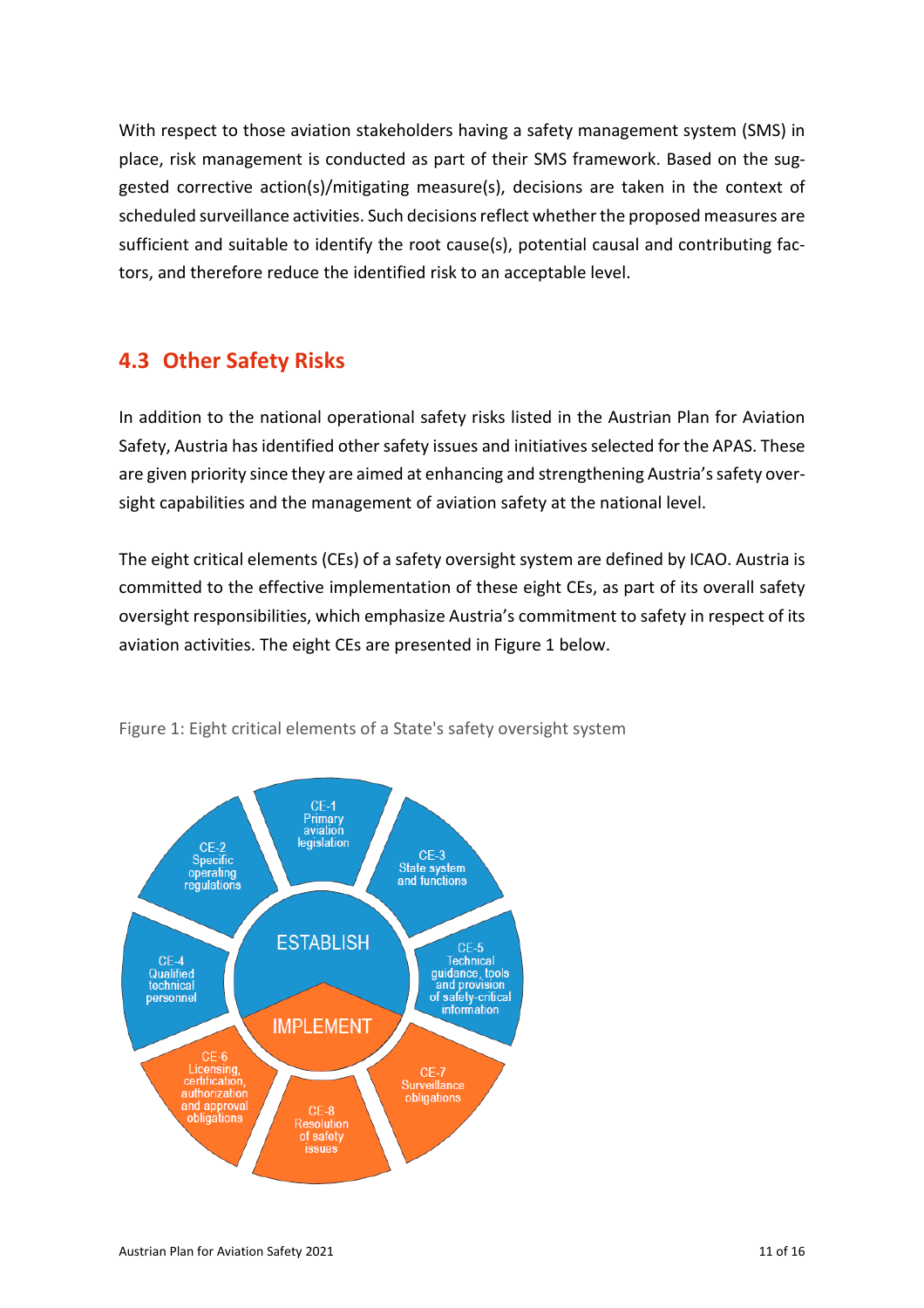With respect to those aviation stakeholders having a safety management system (SMS) in place, risk management is conducted as part of their SMS framework. Based on the suggested corrective action(s)/mitigating measure(s), decisions are taken in the context of scheduled surveillance activities. Such decisions reflect whether the proposed measures are sufficient and suitable to identify the root cause(s), potential causal and contributing factors, and therefore reduce the identified risk to an acceptable level.

## 4.3 Other Safety Risks

In addition to the national operational safety risks listed in the Austrian Plan for Aviation Safety, Austria has identified other safety issues and initiatives selected for the APAS. These are given priority since they are aimed at enhancing and strengthening Austria's safety oversight capabilities and the management of aviation safety at the national level.

The eight critical elements (CEs) of a safety oversight system are defined by ICAO. Austria is committed to the effective implementation of these eight CEs, as part of its overall safety oversight responsibilities, which emphasize Austria's commitment to safety in respect of its aviation activities. The eight CEs are presented in Figure 1 below.

Figure 1: Eight critical elements of a State's safety oversight system

ESTABLISH

- CE-1 Primary aviation legislation
- CE-2 Specific operating regulations
- CE-3 State system and functions
- CE-4 Qualified technical personnel
- CE-5 Technical guidance, tools and provision of safety-critical information

IMPLEMENT

- CE-6 Licensing, certification, authorization and approval obligations
- CE-7 Surveillance obligations
- CE-8 Resolution of safety issues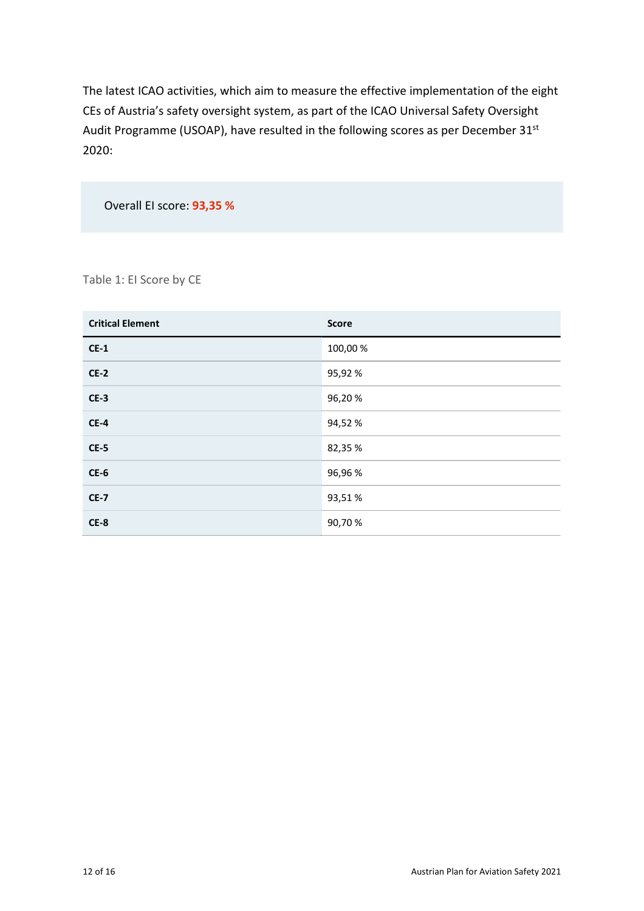The latest ICAO activities, which aim to measure the effective implementation of the eight CEs of Austria's safety oversight system, as part of the ICAO Universal Safety Oversight Audit Programme (USOAP), have resulted in the following scores as per December 31st 2020:

Overall EI score: **93,35 %**

Table 1: EI Score by CE

| Critical Element | Score |
| --- | --- |
| **CE-1** | 100,00 % |
| **CE-2** | 95,92 % |
| **CE-3** | 96,20 % |
| **CE-4** | 94,52 % |
| **CE-5** | 82,35 % |
| **CE-6** | 96,96 % |
| **CE-7** | 93,51 % |
| **CE-8** | 90,70 % |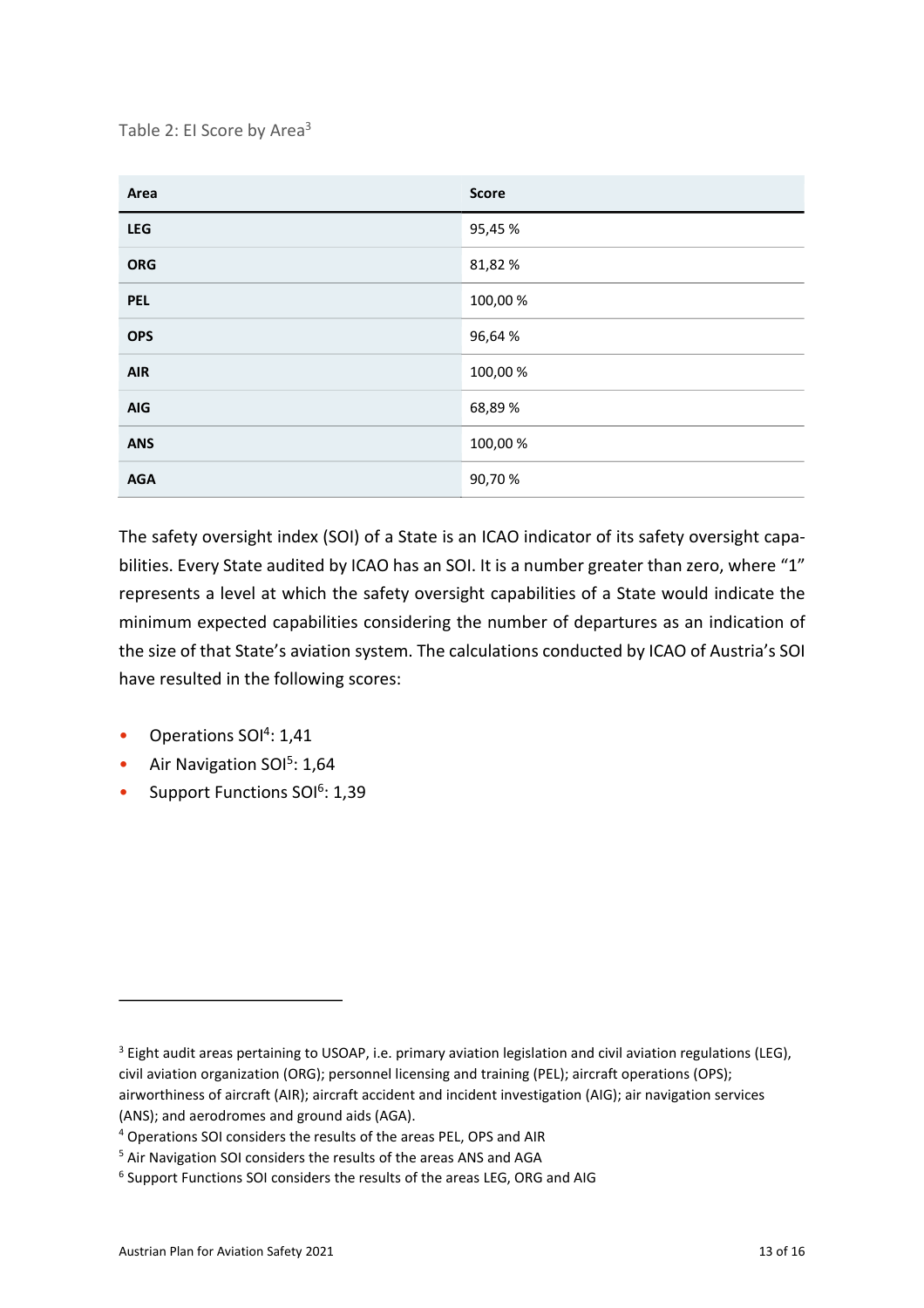Table 2: EI Score by Area[3]

| Area | Score |
|---|---|
| **LEG** | 95,45 % |
| **ORG** | 81,82 % |
| **PEL** | 100,00 % |
| **OPS** | 96,64 % |
| **AIR** | 100,00 % |
| **AIG** | 68,89 % |
| **ANS** | 100,00 % |
| **AGA** | 90,70 % |

The safety oversight index (SOI) of a State is an ICAO indicator of its safety oversight capabilities. Every State audited by ICAO has an SOI. It is a number greater than zero, where "1" represents a level at which the safety oversight capabilities of a State would indicate the minimum expected capabilities considering the number of departures as an indication of the size of that State's aviation system. The calculations conducted by ICAO of Austria's SOI have resulted in the following scores:

- Operations SOI[4]: 1,41
- Air Navigation SOI[5]: 1,64
- Support Functions SOI[6]: 1,39

---

[3] Eight audit areas pertaining to USOAP, i.e. primary aviation legislation and civil aviation regulations (LEG), civil aviation organization (ORG); personnel licensing and training (PEL); aircraft operations (OPS); airworthiness of aircraft (AIR); aircraft accident and incident investigation (AIG); air navigation services (ANS); and aerodromes and ground aids (AGA).

[4] Operations SOI considers the results of the areas PEL, OPS and AIR

[5] Air Navigation SOI considers the results of the areas ANS and AGA

[6] Support Functions SOI considers the results of the areas LEG, ORG and AIG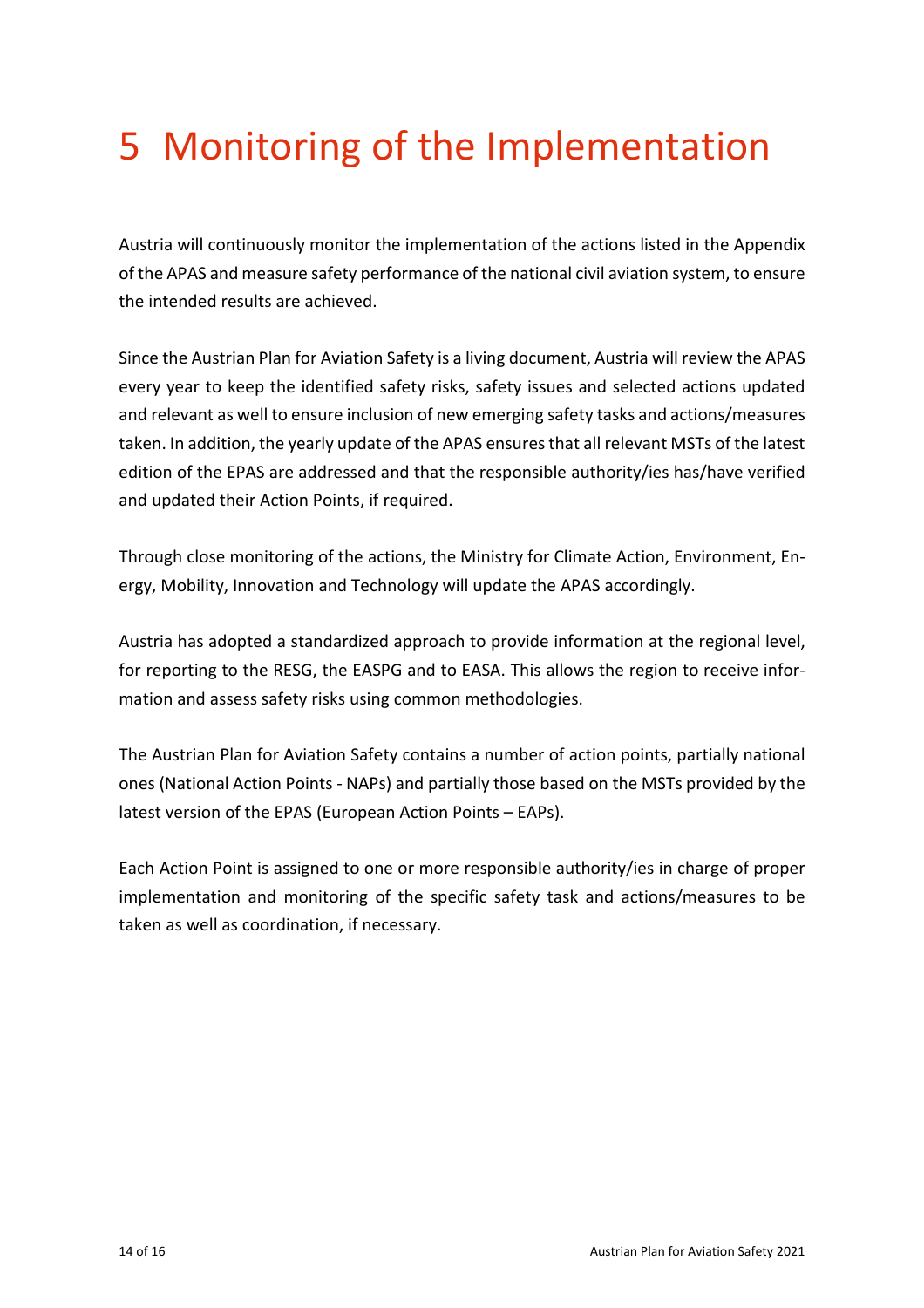# 5 Monitoring of the Implementation

Austria will continuously monitor the implementation of the actions listed in the Appendix of the APAS and measure safety performance of the national civil aviation system, to ensure the intended results are achieved.

Since the Austrian Plan for Aviation Safety is a living document, Austria will review the APAS every year to keep the identified safety risks, safety issues and selected actions updated and relevant as well to ensure inclusion of new emerging safety tasks and actions/measures taken. In addition, the yearly update of the APAS ensures that all relevant MSTs of the latest edition of the EPAS are addressed and that the responsible authority/ies has/have verified and updated their Action Points, if required.

Through close monitoring of the actions, the Ministry for Climate Action, Environment, Energy, Mobility, Innovation and Technology will update the APAS accordingly.

Austria has adopted a standardized approach to provide information at the regional level, for reporting to the RESG, the EASPG and to EASA. This allows the region to receive information and assess safety risks using common methodologies.

The Austrian Plan for Aviation Safety contains a number of action points, partially national ones (National Action Points - NAPs) and partially those based on the MSTs provided by the latest version of the EPAS (European Action Points – EAPs).

Each Action Point is assigned to one or more responsible authority/ies in charge of proper implementation and monitoring of the specific safety task and actions/measures to be taken as well as coordination, if necessary.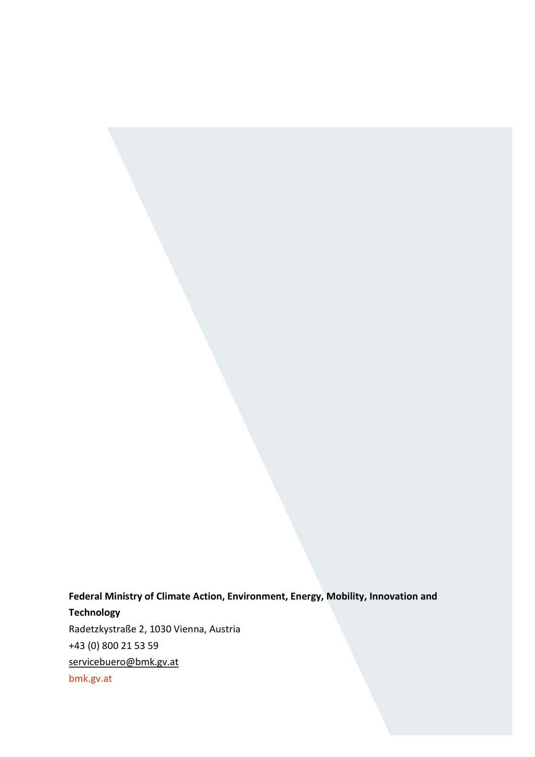**Federal Ministry of Climate Action, Environment, Energy, Mobility, Innovation and Technology**

Radetzkystraße 2, 1030 Vienna, Austria

+43 (0) 800 21 53 59

servicebuero@bmk.gv.at

bmk.gv.at